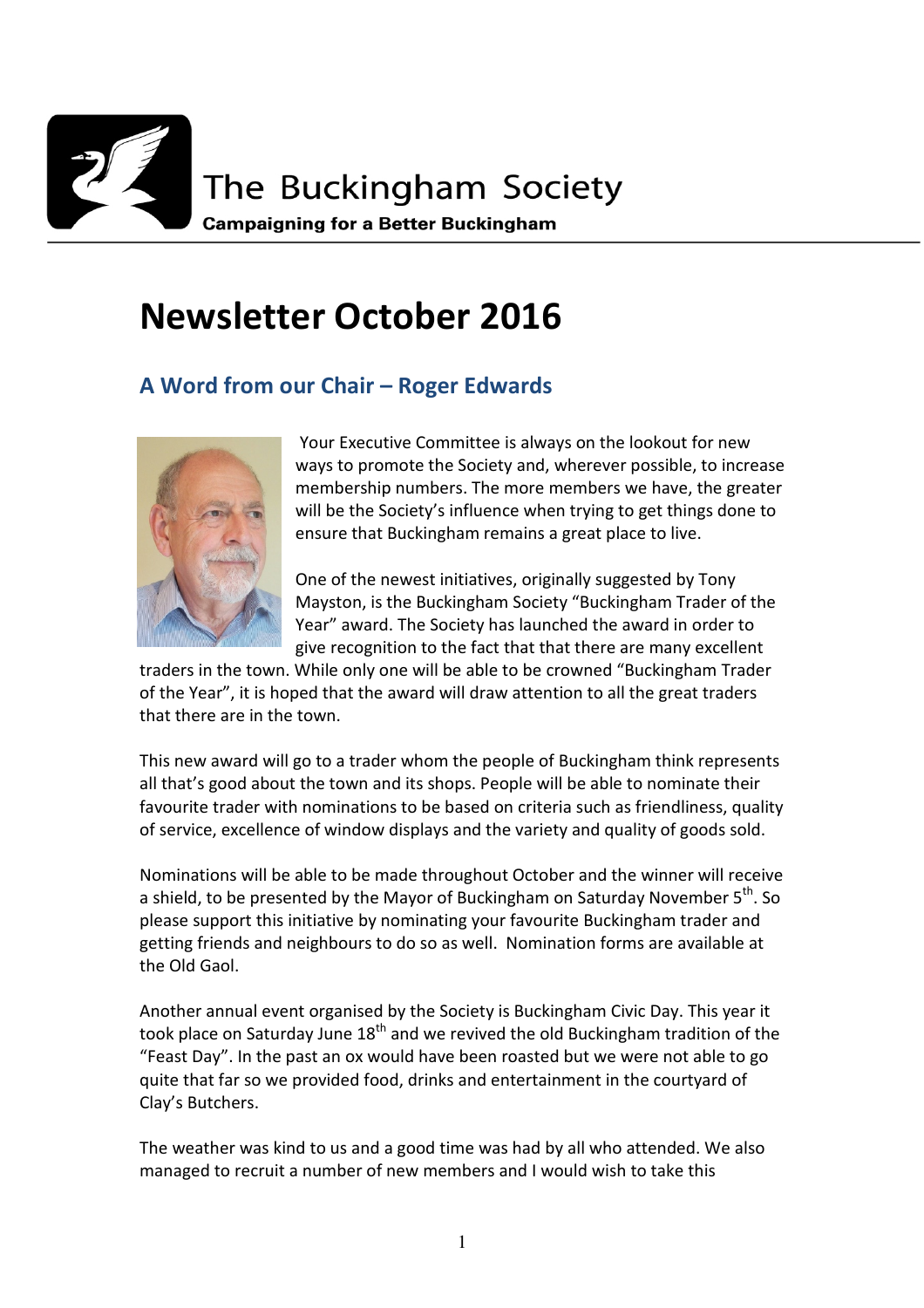The Buckingham Society

**Campaigning for a Better Buckingham**

# Newsletter October 2016

## A Word from our Chair – Roger Edwards

Your Executive Committee is always on the lookout for new ways to promote the Society and, wherever possible, to increase membership numbers. The more members we have, the greater will be the Society's influence when trying to get things done to ensure that Buckingham remains a great place to live.

One of the newest initiatives, originally suggested by Tony Mayston, is the Buckingham Society "Buckingham Trader of the Year" award. The Society has launched the award in order to give recognition to the fact that that there are many excellent traders in the town. While only one will be able to be crowned "Buckingham Trader of the Year", it is hoped that the award will draw attention to all the great traders that there are in the town.

This new award will go to a trader whom the people of Buckingham think represents all that's good about the town and its shops. People will be able to nominate their favourite trader with nominations to be based on criteria such as friendliness, quality of service, excellence of window displays and the variety and quality of goods sold.

Nominations will be able to be made throughout October and the winner will receive a shield, to be presented by the Mayor of Buckingham on Saturday November 5th. So please support this initiative by nominating your favourite Buckingham trader and getting friends and neighbours to do so as well. Nomination forms are available at the Old Gaol.

Another annual event organised by the Society is Buckingham Civic Day. This year it took place on Saturday June 18th and we revived the old Buckingham tradition of the "Feast Day". In the past an ox would have been roasted but we were not able to go quite that far so we provided food, drinks and entertainment in the courtyard of Clay's Butchers.

The weather was kind to us and a good time was had by all who attended. We also managed to recruit a number of new members and I would wish to take this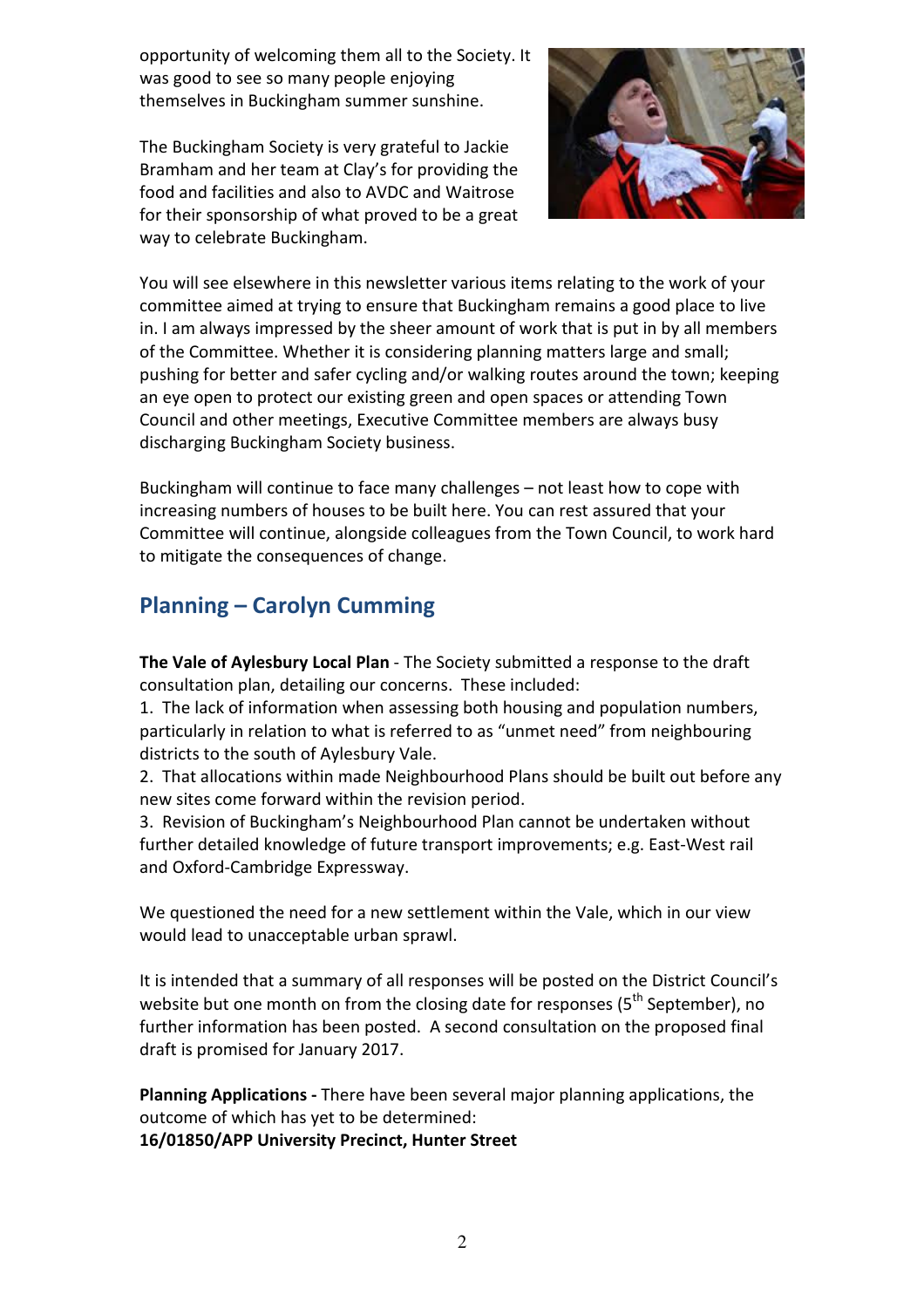opportunity of welcoming them all to the Society. It was good to see so many people enjoying themselves in Buckingham summer sunshine.

The Buckingham Society is very grateful to Jackie Bramham and her team at Clay's for providing the food and facilities and also to AVDC and Waitrose for their sponsorship of what proved to be a great way to celebrate Buckingham.

You will see elsewhere in this newsletter various items relating to the work of your committee aimed at trying to ensure that Buckingham remains a good place to live in. I am always impressed by the sheer amount of work that is put in by all members of the Committee. Whether it is considering planning matters large and small; pushing for better and safer cycling and/or walking routes around the town; keeping an eye open to protect our existing green and open spaces or attending Town Council and other meetings, Executive Committee members are always busy discharging Buckingham Society business.

Buckingham will continue to face many challenges – not least how to cope with increasing numbers of houses to be built here. You can rest assured that your Committee will continue, alongside colleagues from the Town Council, to work hard to mitigate the consequences of change.

## Planning – Carolyn Cumming

**The Vale of Aylesbury Local Plan** - The Society submitted a response to the draft consultation plan, detailing our concerns. These included:

1. The lack of information when assessing both housing and population numbers, particularly in relation to what is referred to as "unmet need" from neighbouring districts to the south of Aylesbury Vale.
2. That allocations within made Neighbourhood Plans should be built out before any new sites come forward within the revision period.
3. Revision of Buckingham's Neighbourhood Plan cannot be undertaken without further detailed knowledge of future transport improvements; e.g. East-West rail and Oxford-Cambridge Expressway.

We questioned the need for a new settlement within the Vale, which in our view would lead to unacceptable urban sprawl.

It is intended that a summary of all responses will be posted on the District Council's website but one month on from the closing date for responses (5th September), no further information has been posted. A second consultation on the proposed final draft is promised for January 2017.

**Planning Applications -** There have been several major planning applications, the outcome of which has yet to be determined:

**16/01850/APP University Precinct, Hunter Street**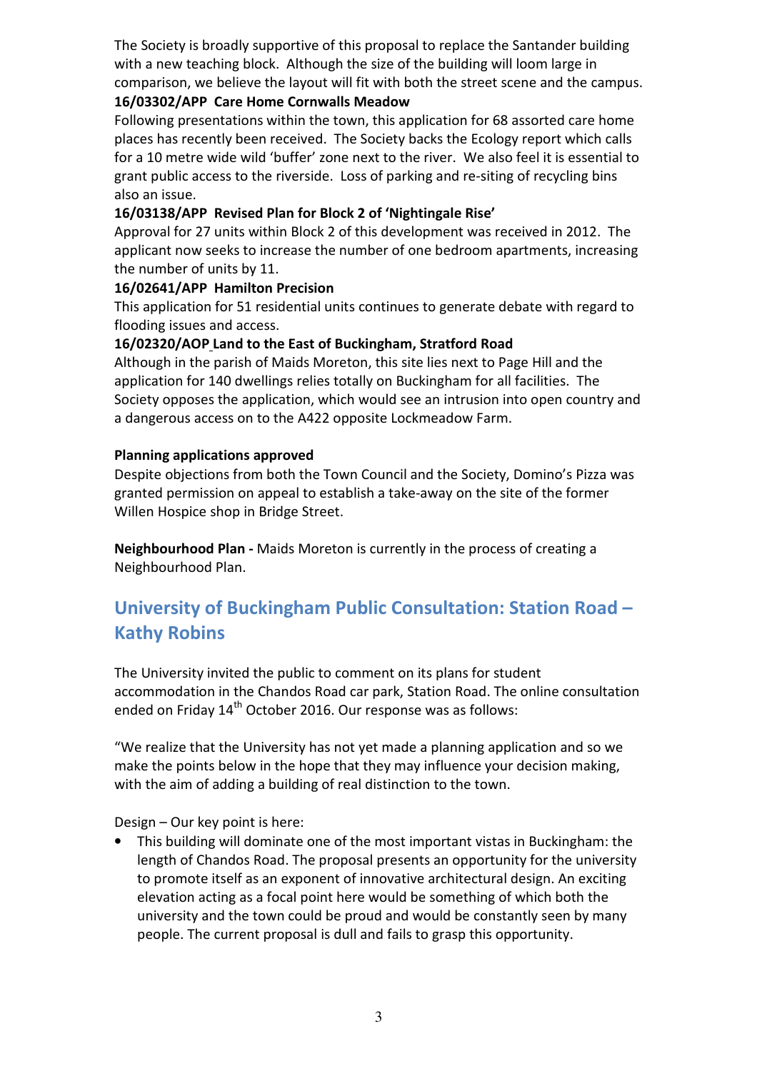The Society is broadly supportive of this proposal to replace the Santander building with a new teaching block. Although the size of the building will loom large in comparison, we believe the layout will fit with both the street scene and the campus.

**16/03302/APP Care Home Cornwalls Meadow**

Following presentations within the town, this application for 68 assorted care home places has recently been received. The Society backs the Ecology report which calls for a 10 metre wide wild 'buffer' zone next to the river. We also feel it is essential to grant public access to the riverside. Loss of parking and re-siting of recycling bins also an issue.

**16/03138/APP Revised Plan for Block 2 of 'Nightingale Rise'**

Approval for 27 units within Block 2 of this development was received in 2012. The applicant now seeks to increase the number of one bedroom apartments, increasing the number of units by 11.

**16/02641/APP Hamilton Precision**

This application for 51 residential units continues to generate debate with regard to flooding issues and access.

**16/02320/AOP Land to the East of Buckingham, Stratford Road**

Although in the parish of Maids Moreton, this site lies next to Page Hill and the application for 140 dwellings relies totally on Buckingham for all facilities. The Society opposes the application, which would see an intrusion into open country and a dangerous access on to the A422 opposite Lockmeadow Farm.

**Planning applications approved**

Despite objections from both the Town Council and the Society, Domino's Pizza was granted permission on appeal to establish a take-away on the site of the former Willen Hospice shop in Bridge Street.

**Neighbourhood Plan -** Maids Moreton is currently in the process of creating a Neighbourhood Plan.

## University of Buckingham Public Consultation: Station Road – Kathy Robins

The University invited the public to comment on its plans for student accommodation in the Chandos Road car park, Station Road. The online consultation ended on Friday 14th October 2016. Our response was as follows:

"We realize that the University has not yet made a planning application and so we make the points below in the hope that they may influence your decision making, with the aim of adding a building of real distinction to the town.

Design – Our key point is here:

- This building will dominate one of the most important vistas in Buckingham: the length of Chandos Road. The proposal presents an opportunity for the university to promote itself as an exponent of innovative architectural design. An exciting elevation acting as a focal point here would be something of which both the university and the town could be proud and would be constantly seen by many people. The current proposal is dull and fails to grasp this opportunity.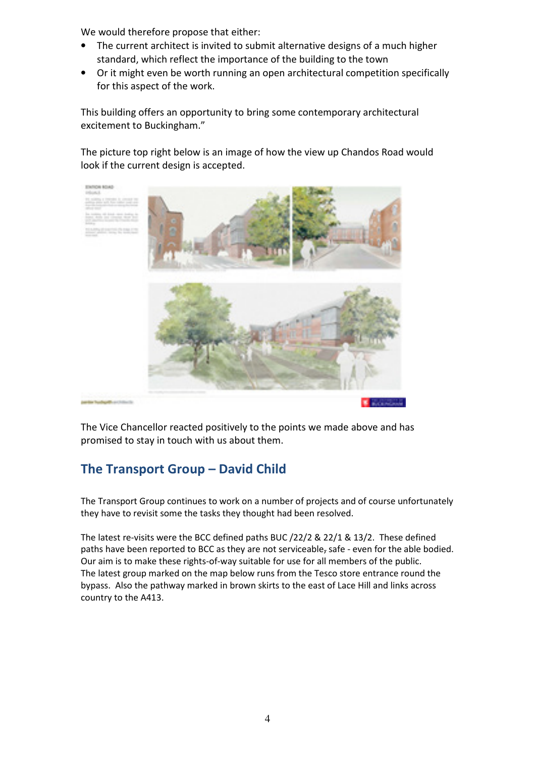We would therefore propose that either:

- The current architect is invited to submit alternative designs of a much higher standard, which reflect the importance of the building to the town
- Or it might even be worth running an open architectural competition specifically for this aspect of the work.

This building offers an opportunity to bring some contemporary architectural excitement to Buckingham."

The picture top right below is an image of how the view up Chandos Road would look if the current design is accepted.

The Vice Chancellor reacted positively to the points we made above and has promised to stay in touch with us about them.

## The Transport Group – David Child

The Transport Group continues to work on a number of projects and of course unfortunately they have to revisit some the tasks they thought had been resolved.

The latest re-visits were the BCC defined paths BUC /22/2 & 22/1 & 13/2. These defined paths have been reported to BCC as they are not serviceable, safe - even for the able bodied. Our aim is to make these rights-of-way suitable for use for all members of the public.
The latest group marked on the map below runs from the Tesco store entrance round the bypass. Also the pathway marked in brown skirts to the east of Lace Hill and links across country to the A413.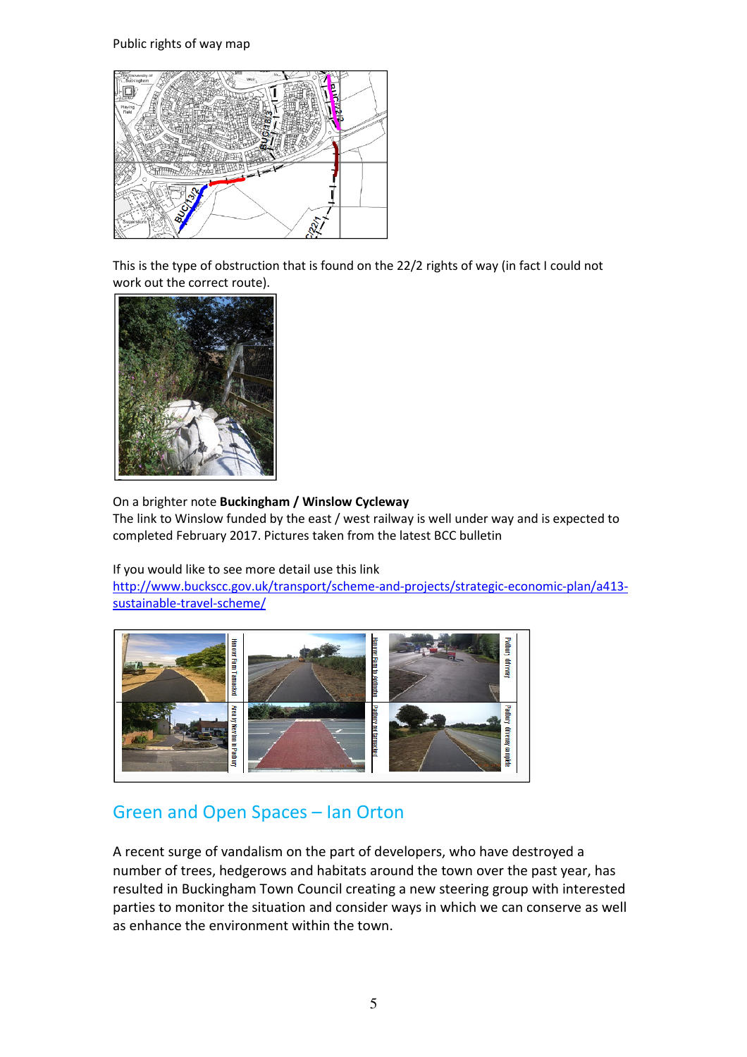Public rights of way map

This is the type of obstruction that is found on the 22/2 rights of way (in fact I could not work out the correct route).

On a brighter note **Buckingham / Winslow Cycleway**
The link to Winslow funded by the east / west railway is well under way and is expected to completed February 2017. Pictures taken from the latest BCC bulletin

If you would like to see more detail use this link
http://www.buckscc.gov.uk/transport/scheme-and-projects/strategic-economic-plan/a413-sustainable-travel-scheme/

## Green and Open Spaces – Ian Orton

A recent surge of vandalism on the part of developers, who have destroyed a number of trees, hedgerows and habitats around the town over the past year, has resulted in Buckingham Town Council creating a new steering group with interested parties to monitor the situation and consider ways in which we can conserve as well as enhance the environment within the town.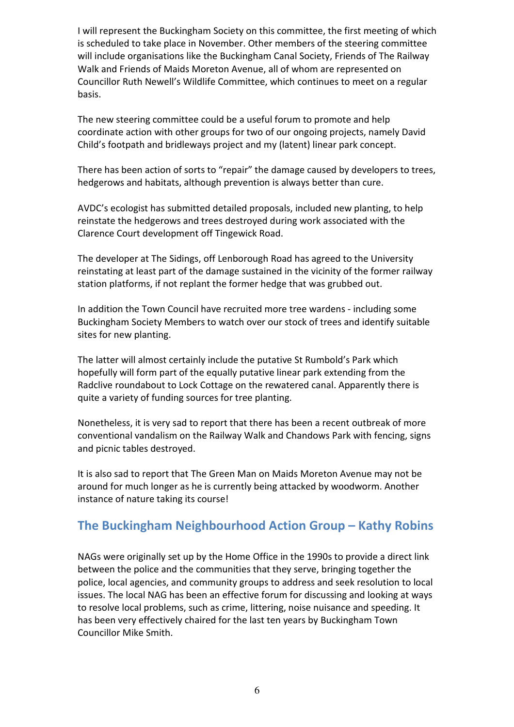I will represent the Buckingham Society on this committee, the first meeting of which is scheduled to take place in November. Other members of the steering committee will include organisations like the Buckingham Canal Society, Friends of The Railway Walk and Friends of Maids Moreton Avenue, all of whom are represented on Councillor Ruth Newell's Wildlife Committee, which continues to meet on a regular basis.

The new steering committee could be a useful forum to promote and help coordinate action with other groups for two of our ongoing projects, namely David Child's footpath and bridleways project and my (latent) linear park concept.

There has been action of sorts to "repair" the damage caused by developers to trees, hedgerows and habitats, although prevention is always better than cure.

AVDC's ecologist has submitted detailed proposals, included new planting, to help reinstate the hedgerows and trees destroyed during work associated with the Clarence Court development off Tingewick Road.

The developer at The Sidings, off Lenborough Road has agreed to the University reinstating at least part of the damage sustained in the vicinity of the former railway station platforms, if not replant the former hedge that was grubbed out.

In addition the Town Council have recruited more tree wardens - including some Buckingham Society Members to watch over our stock of trees and identify suitable sites for new planting.

The latter will almost certainly include the putative St Rumbold's Park which hopefully will form part of the equally putative linear park extending from the Radclive roundabout to Lock Cottage on the rewatered canal. Apparently there is quite a variety of funding sources for tree planting.

Nonetheless, it is very sad to report that there has been a recent outbreak of more conventional vandalism on the Railway Walk and Chandows Park with fencing, signs and picnic tables destroyed.

It is also sad to report that The Green Man on Maids Moreton Avenue may not be around for much longer as he is currently being attacked by woodworm. Another instance of nature taking its course!

## The Buckingham Neighbourhood Action Group – Kathy Robins

NAGs were originally set up by the Home Office in the 1990s to provide a direct link between the police and the communities that they serve, bringing together the police, local agencies, and community groups to address and seek resolution to local issues. The local NAG has been an effective forum for discussing and looking at ways to resolve local problems, such as crime, littering, noise nuisance and speeding. It has been very effectively chaired for the last ten years by Buckingham Town Councillor Mike Smith.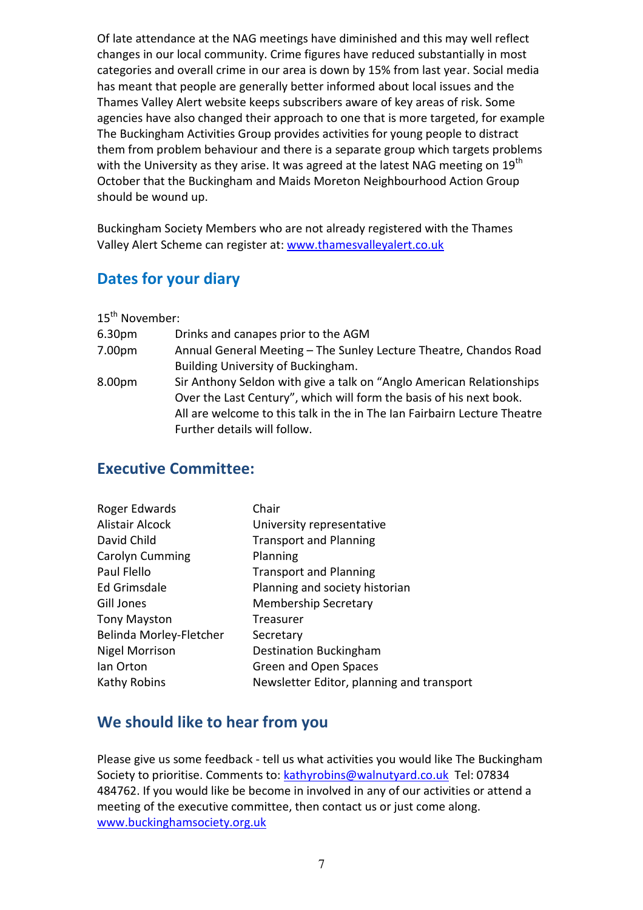Of late attendance at the NAG meetings have diminished and this may well reflect changes in our local community. Crime figures have reduced substantially in most categories and overall crime in our area is down by 15% from last year. Social media has meant that people are generally better informed about local issues and the Thames Valley Alert website keeps subscribers aware of key areas of risk. Some agencies have also changed their approach to one that is more targeted, for example The Buckingham Activities Group provides activities for young people to distract them from problem behaviour and there is a separate group which targets problems with the University as they arise. It was agreed at the latest NAG meeting on 19th October that the Buckingham and Maids Moreton Neighbourhood Action Group should be wound up.

Buckingham Society Members who are not already registered with the Thames Valley Alert Scheme can register at: www.thamesvalleyalert.co.uk

## Dates for your diary

15th November:

| | |
|---|---|
| 6.30pm | Drinks and canapes prior to the AGM |
| 7.00pm | Annual General Meeting – The Sunley Lecture Theatre, Chandos Road Building University of Buckingham. |
| 8.00pm | Sir Anthony Seldon with give a talk on "Anglo American Relationships Over the Last Century", which will form the basis of his next book. All are welcome to this talk in the in The Ian Fairbairn Lecture Theatre Further details will follow. |

## Executive Committee:

| | |
|---|---|
| Roger Edwards | Chair |
| Alistair Alcock | University representative |
| David Child | Transport and Planning |
| Carolyn Cumming | Planning |
| Paul Flello | Transport and Planning |
| Ed Grimsdale | Planning and society historian |
| Gill Jones | Membership Secretary |
| Tony Mayston | Treasurer |
| Belinda Morley-Fletcher | Secretary |
| Nigel Morrison | Destination Buckingham |
| Ian Orton | Green and Open Spaces |
| Kathy Robins | Newsletter Editor, planning and transport |

## We should like to hear from you

Please give us some feedback - tell us what activities you would like The Buckingham Society to prioritise. Comments to: kathyrobins@walnutyard.co.uk Tel: 07834 484762. If you would like be become in involved in any of our activities or attend a meeting of the executive committee, then contact us or just come along. www.buckinghamsociety.org.uk